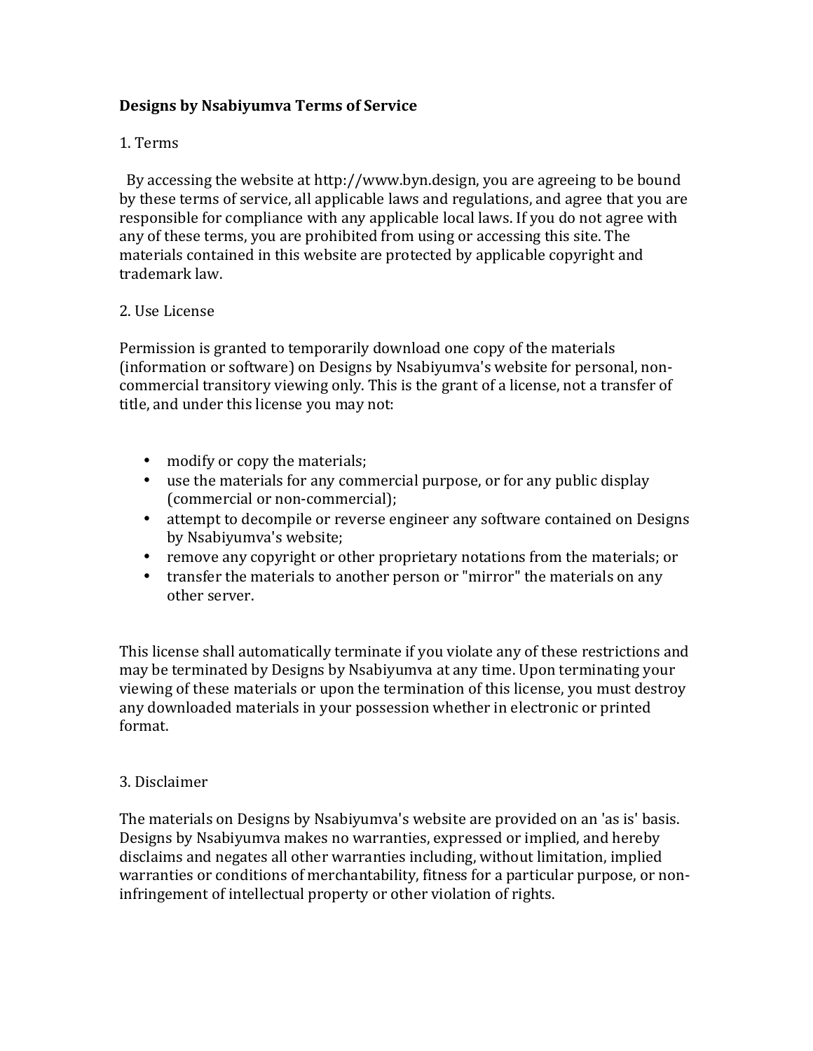**Designs by Nsabiyumva Terms of Service**

1. Terms

By accessing the website at http://www.byn.design, you are agreeing to be bound by these terms of service, all applicable laws and regulations, and agree that you are responsible for compliance with any applicable local laws. If you do not agree with any of these terms, you are prohibited from using or accessing this site. The materials contained in this website are protected by applicable copyright and trademark law.

2. Use License

Permission is granted to temporarily download one copy of the materials (information or software) on Designs by Nsabiyumva's website for personal, non-commercial transitory viewing only. This is the grant of a license, not a transfer of title, and under this license you may not:

- modify or copy the materials;
- use the materials for any commercial purpose, or for any public display (commercial or non-commercial);
- attempt to decompile or reverse engineer any software contained on Designs by Nsabiyumva's website;
- remove any copyright or other proprietary notations from the materials; or
- transfer the materials to another person or "mirror" the materials on any other server.

This license shall automatically terminate if you violate any of these restrictions and may be terminated by Designs by Nsabiyumva at any time. Upon terminating your viewing of these materials or upon the termination of this license, you must destroy any downloaded materials in your possession whether in electronic or printed format.

3. Disclaimer

The materials on Designs by Nsabiyumva's website are provided on an 'as is' basis. Designs by Nsabiyumva makes no warranties, expressed or implied, and hereby disclaims and negates all other warranties including, without limitation, implied warranties or conditions of merchantability, fitness for a particular purpose, or non-infringement of intellectual property or other violation of rights.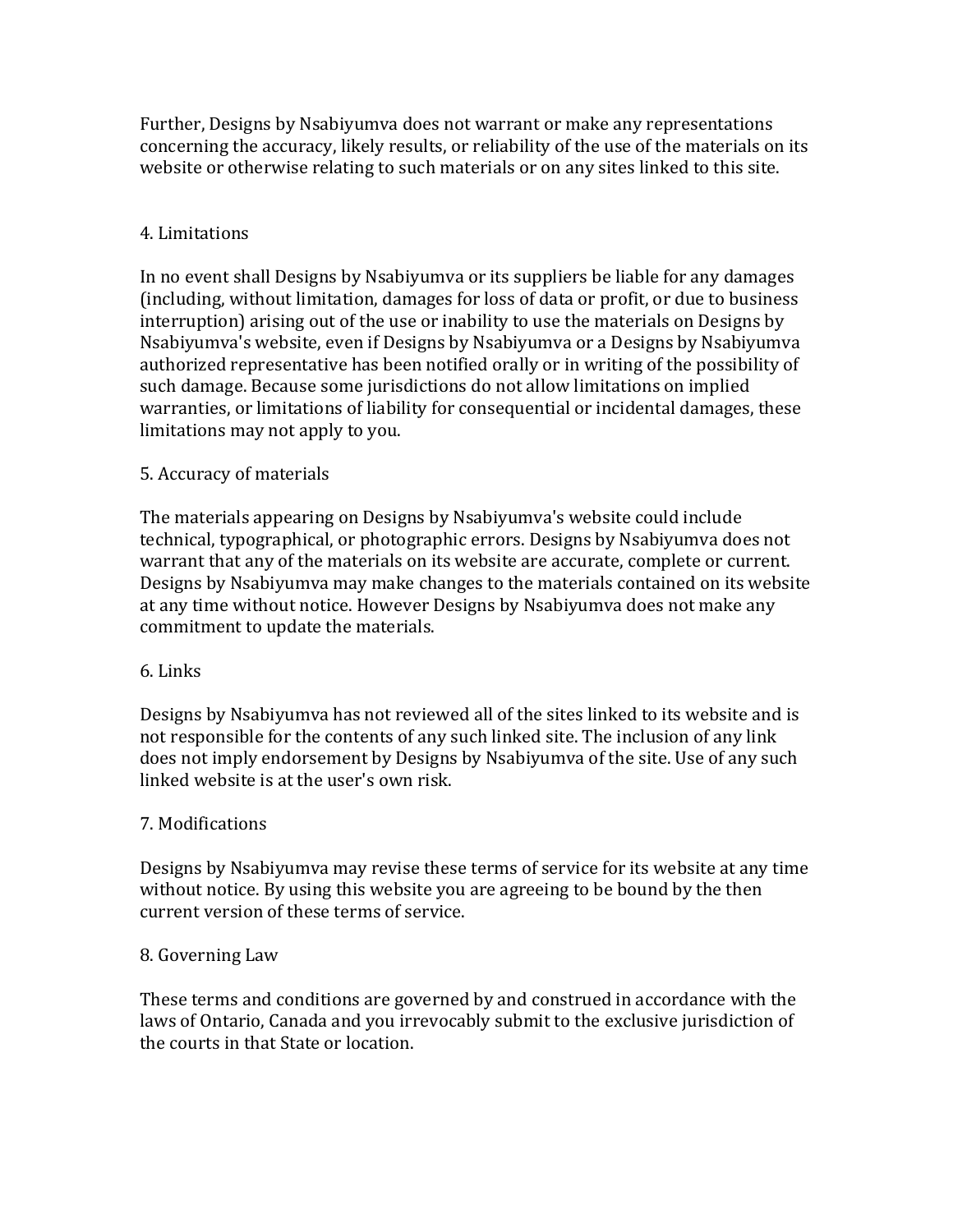Further, Designs by Nsabiyumva does not warrant or make any representations concerning the accuracy, likely results, or reliability of the use of the materials on its website or otherwise relating to such materials or on any sites linked to this site.

4. Limitations

In no event shall Designs by Nsabiyumva or its suppliers be liable for any damages (including, without limitation, damages for loss of data or profit, or due to business interruption) arising out of the use or inability to use the materials on Designs by Nsabiyumva's website, even if Designs by Nsabiyumva or a Designs by Nsabiyumva authorized representative has been notified orally or in writing of the possibility of such damage. Because some jurisdictions do not allow limitations on implied warranties, or limitations of liability for consequential or incidental damages, these limitations may not apply to you.

5. Accuracy of materials

The materials appearing on Designs by Nsabiyumva's website could include technical, typographical, or photographic errors. Designs by Nsabiyumva does not warrant that any of the materials on its website are accurate, complete or current. Designs by Nsabiyumva may make changes to the materials contained on its website at any time without notice. However Designs by Nsabiyumva does not make any commitment to update the materials.

6. Links

Designs by Nsabiyumva has not reviewed all of the sites linked to its website and is not responsible for the contents of any such linked site. The inclusion of any link does not imply endorsement by Designs by Nsabiyumva of the site. Use of any such linked website is at the user's own risk.

7. Modifications

Designs by Nsabiyumva may revise these terms of service for its website at any time without notice. By using this website you are agreeing to be bound by the then current version of these terms of service.

8. Governing Law

These terms and conditions are governed by and construed in accordance with the laws of Ontario, Canada and you irrevocably submit to the exclusive jurisdiction of the courts in that State or location.